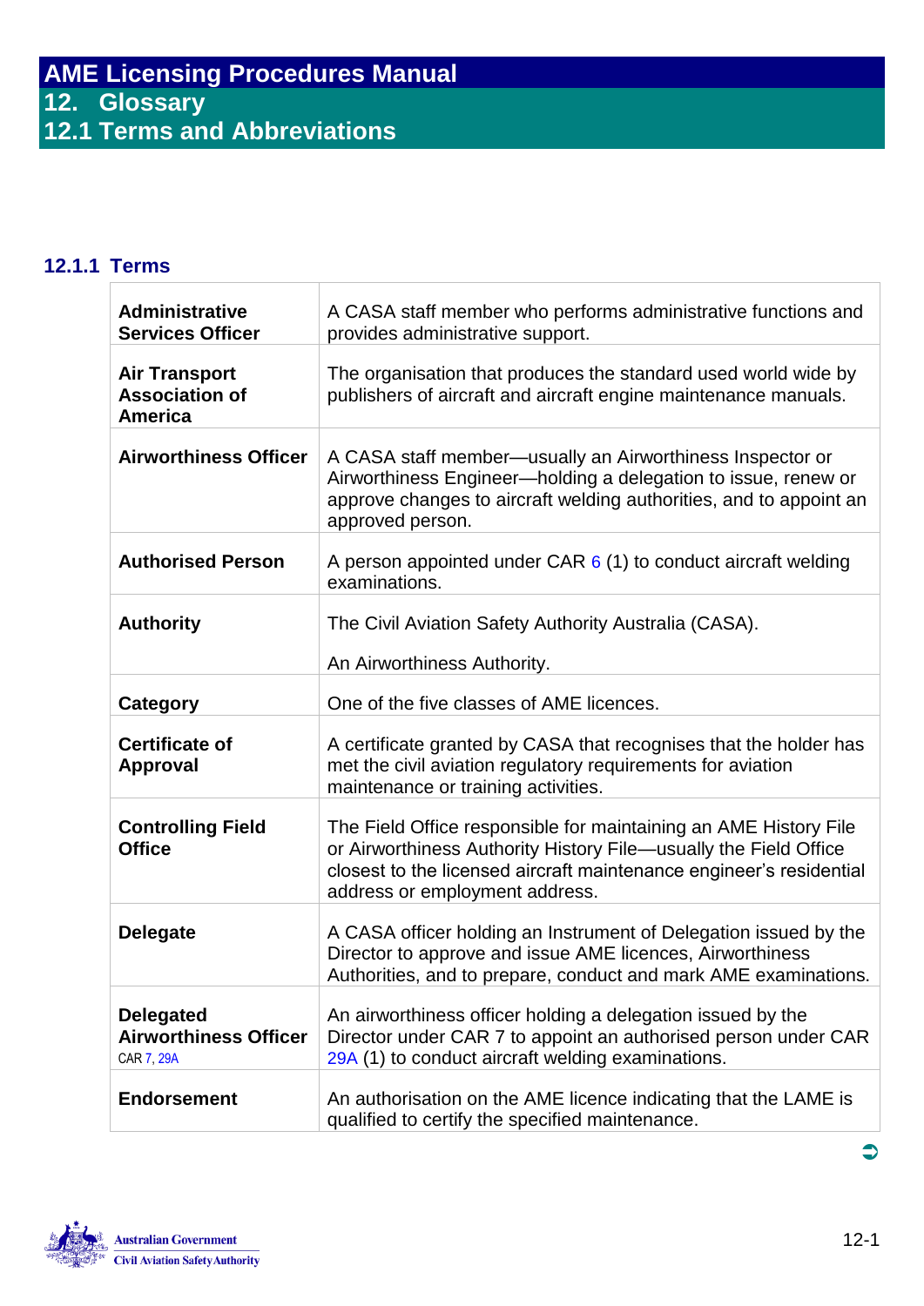# AME Licensing Procedures Manual

## 12. Glossary

## 12.1 Terms and Abbreviations

### 12.1.1 Terms

| | |
|---|---|
| **Administrative Services Officer** | A CASA staff member who performs administrative functions and provides administrative support. |
| **Air Transport Association of America** | The organisation that produces the standard used world wide by publishers of aircraft and aircraft engine maintenance manuals. |
| **Airworthiness Officer** | A CASA staff member—usually an Airworthiness Inspector or Airworthiness Engineer—holding a delegation to issue, renew or approve changes to aircraft welding authorities, and to appoint an approved person. |
| **Authorised Person** | A person appointed under CAR 6 (1) to conduct aircraft welding examinations. |
| **Authority** | The Civil Aviation Safety Authority Australia (CASA).<br><br>An Airworthiness Authority. |
| **Category** | One of the five classes of AME licences. |
| **Certificate of Approval** | A certificate granted by CASA that recognises that the holder has met the civil aviation regulatory requirements for aviation maintenance or training activities. |
| **Controlling Field Office** | The Field Office responsible for maintaining an AME History File or Airworthiness Authority History File—usually the Field Office closest to the licensed aircraft maintenance engineer's residential address or employment address. |
| **Delegate** | A CASA officer holding an Instrument of Delegation issued by the Director to approve and issue AME licences, Airworthiness Authorities, and to prepare, conduct and mark AME examinations. |
| **Delegated Airworthiness Officer** CAR 7, 29A | An airworthiness officer holding a delegation issued by the Director under CAR 7 to appoint an authorised person under CAR 29A (1) to conduct aircraft welding examinations. |
| **Endorsement** | An authorisation on the AME licence indicating that the LAME is qualified to certify the specified maintenance. |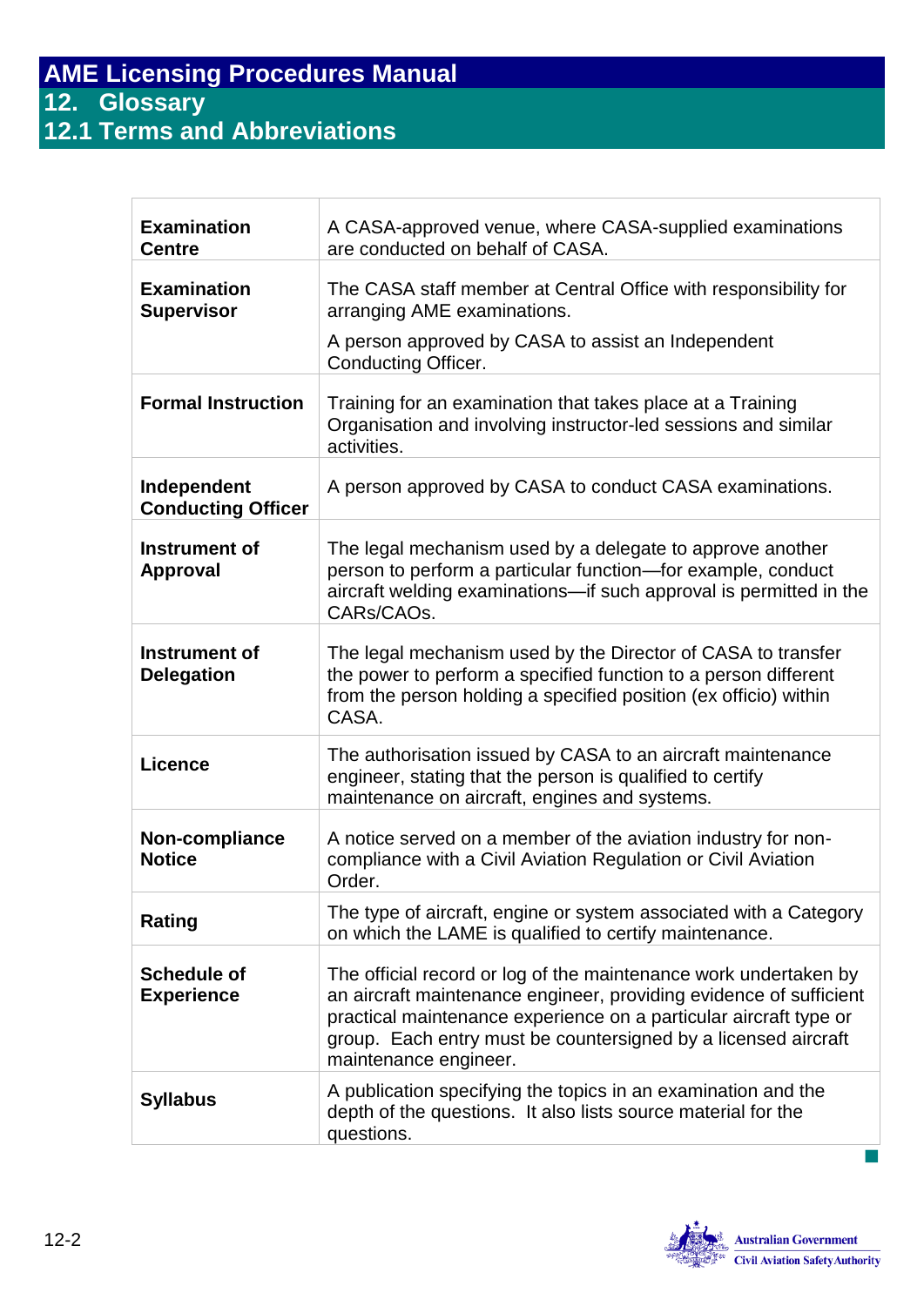| Term | Definition |
| --- | --- |
| **Examination Centre** | A CASA-approved venue, where CASA-supplied examinations are conducted on behalf of CASA. |
| **Examination Supervisor** | The CASA staff member at Central Office with responsibility for arranging AME examinations.<br><br>A person approved by CASA to assist an Independent Conducting Officer. |
| **Formal Instruction** | Training for an examination that takes place at a Training Organisation and involving instructor-led sessions and similar activities. |
| **Independent Conducting Officer** | A person approved by CASA to conduct CASA examinations. |
| **Instrument of Approval** | The legal mechanism used by a delegate to approve another person to perform a particular function—for example, conduct aircraft welding examinations—if such approval is permitted in the CARs/CAOs. |
| **Instrument of Delegation** | The legal mechanism used by the Director of CASA to transfer the power to perform a specified function to a person different from the person holding a specified position (ex officio) within CASA. |
| **Licence** | The authorisation issued by CASA to an aircraft maintenance engineer, stating that the person is qualified to certify maintenance on aircraft, engines and systems. |
| **Non-compliance Notice** | A notice served on a member of the aviation industry for non-compliance with a Civil Aviation Regulation or Civil Aviation Order. |
| **Rating** | The type of aircraft, engine or system associated with a Category on which the LAME is qualified to certify maintenance. |
| **Schedule of Experience** | The official record or log of the maintenance work undertaken by an aircraft maintenance engineer, providing evidence of sufficient practical maintenance experience on a particular aircraft type or group. Each entry must be countersigned by a licensed aircraft maintenance engineer. |
| **Syllabus** | A publication specifying the topics in an examination and the depth of the questions. It also lists source material for the questions. |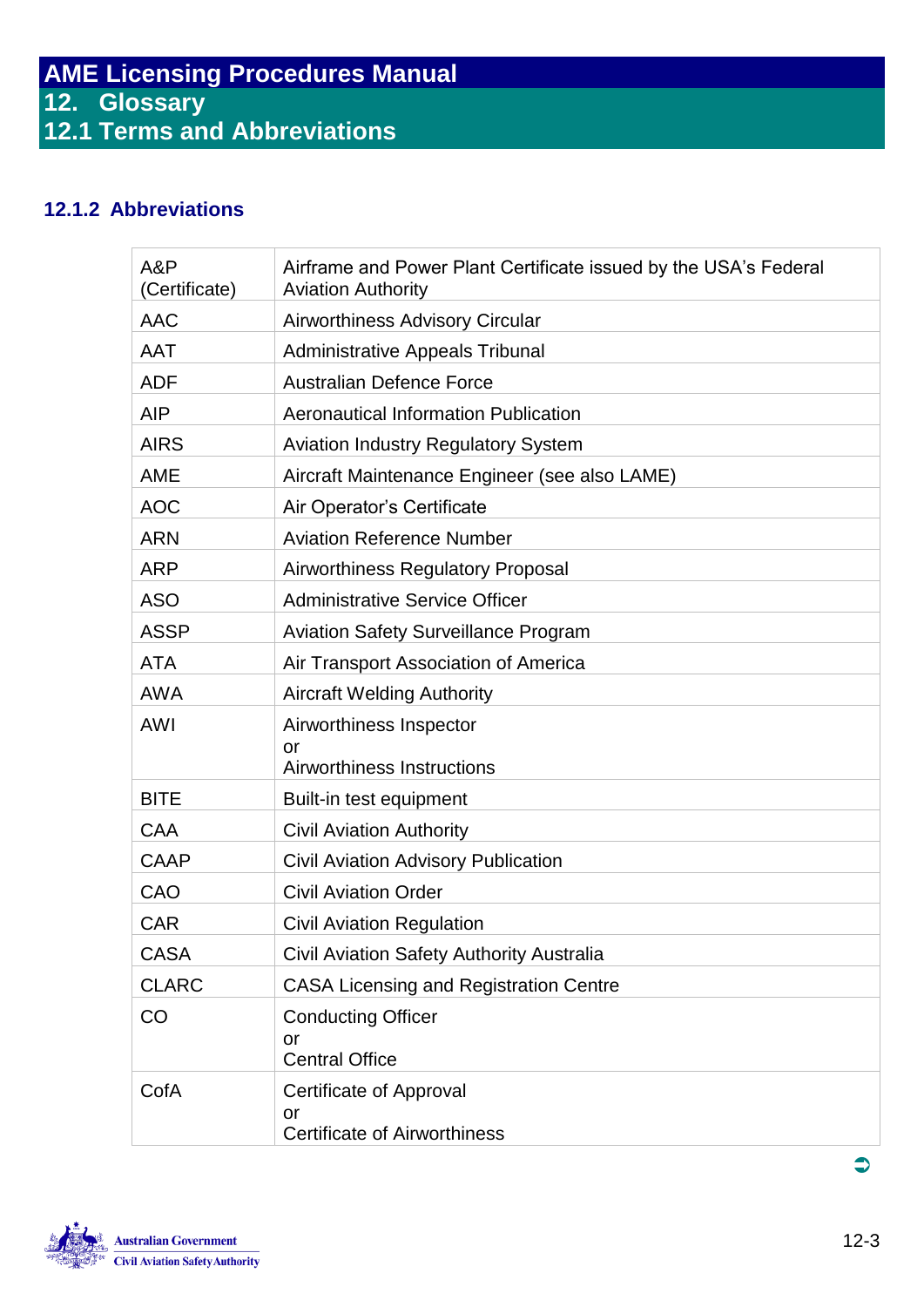#### 12.1.2 Abbreviations

| | |
|---|---|
| A&P (Certificate) | Airframe and Power Plant Certificate issued by the USA's Federal Aviation Authority |
| AAC | Airworthiness Advisory Circular |
| AAT | Administrative Appeals Tribunal |
| ADF | Australian Defence Force |
| AIP | Aeronautical Information Publication |
| AIRS | Aviation Industry Regulatory System |
| AME | Aircraft Maintenance Engineer (see also LAME) |
| AOC | Air Operator's Certificate |
| ARN | Aviation Reference Number |
| ARP | Airworthiness Regulatory Proposal |
| ASO | Administrative Service Officer |
| ASSP | Aviation Safety Surveillance Program |
| ATA | Air Transport Association of America |
| AWA | Aircraft Welding Authority |
| AWI | Airworthiness Inspector<br>or<br>Airworthiness Instructions |
| BITE | Built-in test equipment |
| CAA | Civil Aviation Authority |
| CAAP | Civil Aviation Advisory Publication |
| CAO | Civil Aviation Order |
| CAR | Civil Aviation Regulation |
| CASA | Civil Aviation Safety Authority Australia |
| CLARC | CASA Licensing and Registration Centre |
| CO | Conducting Officer<br>or<br>Central Office |
| CofA | Certificate of Approval<br>or<br>Certificate of Airworthiness |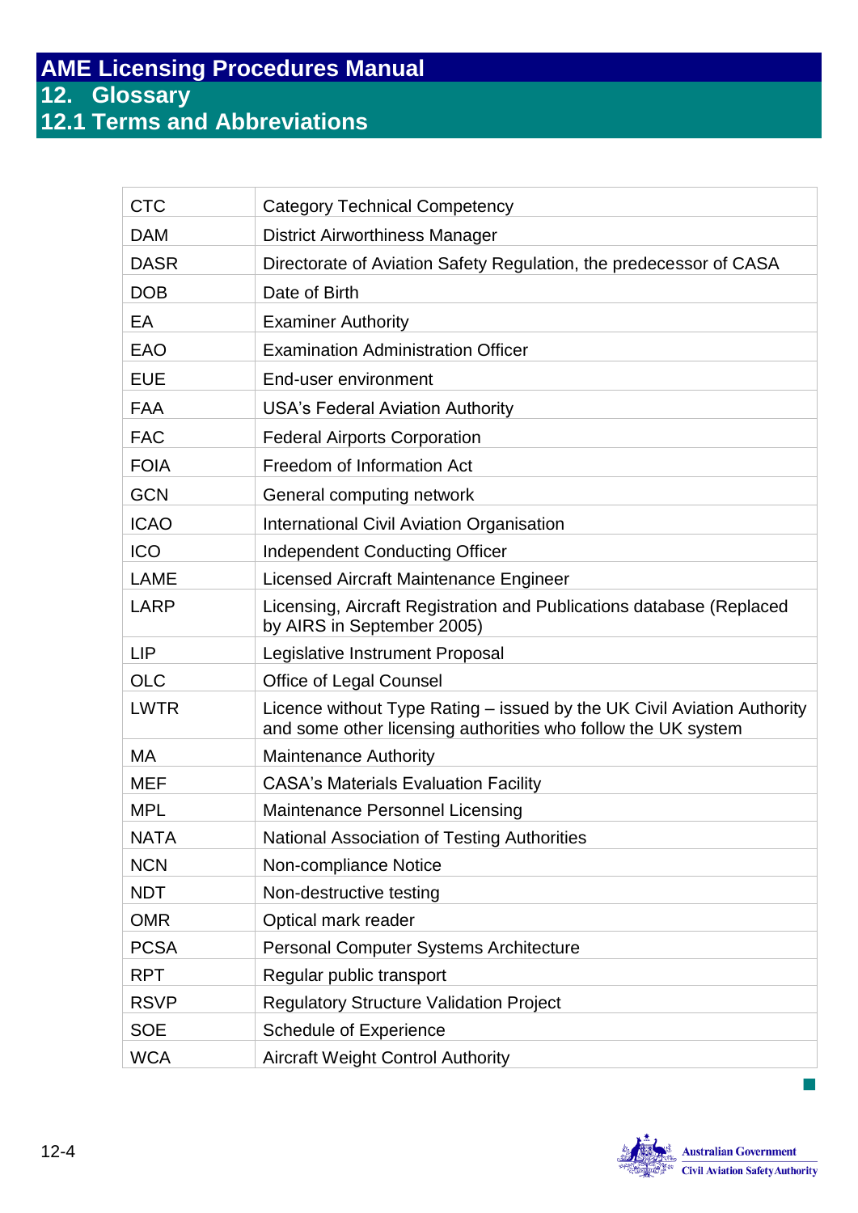# AME Licensing Procedures Manual

## 12. Glossary

### 12.1 Terms and Abbreviations

| | |
|---|---|
| CTC | Category Technical Competency |
| DAM | District Airworthiness Manager |
| DASR | Directorate of Aviation Safety Regulation, the predecessor of CASA |
| DOB | Date of Birth |
| EA | Examiner Authority |
| EAO | Examination Administration Officer |
| EUE | End-user environment |
| FAA | USA's Federal Aviation Authority |
| FAC | Federal Airports Corporation |
| FOIA | Freedom of Information Act |
| GCN | General computing network |
| ICAO | International Civil Aviation Organisation |
| ICO | Independent Conducting Officer |
| LAME | Licensed Aircraft Maintenance Engineer |
| LARP | Licensing, Aircraft Registration and Publications database (Replaced by AIRS in September 2005) |
| LIP | Legislative Instrument Proposal |
| OLC | Office of Legal Counsel |
| LWTR | Licence without Type Rating – issued by the UK Civil Aviation Authority and some other licensing authorities who follow the UK system |
| MA | Maintenance Authority |
| MEF | CASA's Materials Evaluation Facility |
| MPL | Maintenance Personnel Licensing |
| NATA | National Association of Testing Authorities |
| NCN | Non-compliance Notice |
| NDT | Non-destructive testing |
| OMR | Optical mark reader |
| PCSA | Personal Computer Systems Architecture |
| RPT | Regular public transport |
| RSVP | Regulatory Structure Validation Project |
| SOE | Schedule of Experience |
| WCA | Aircraft Weight Control Authority |